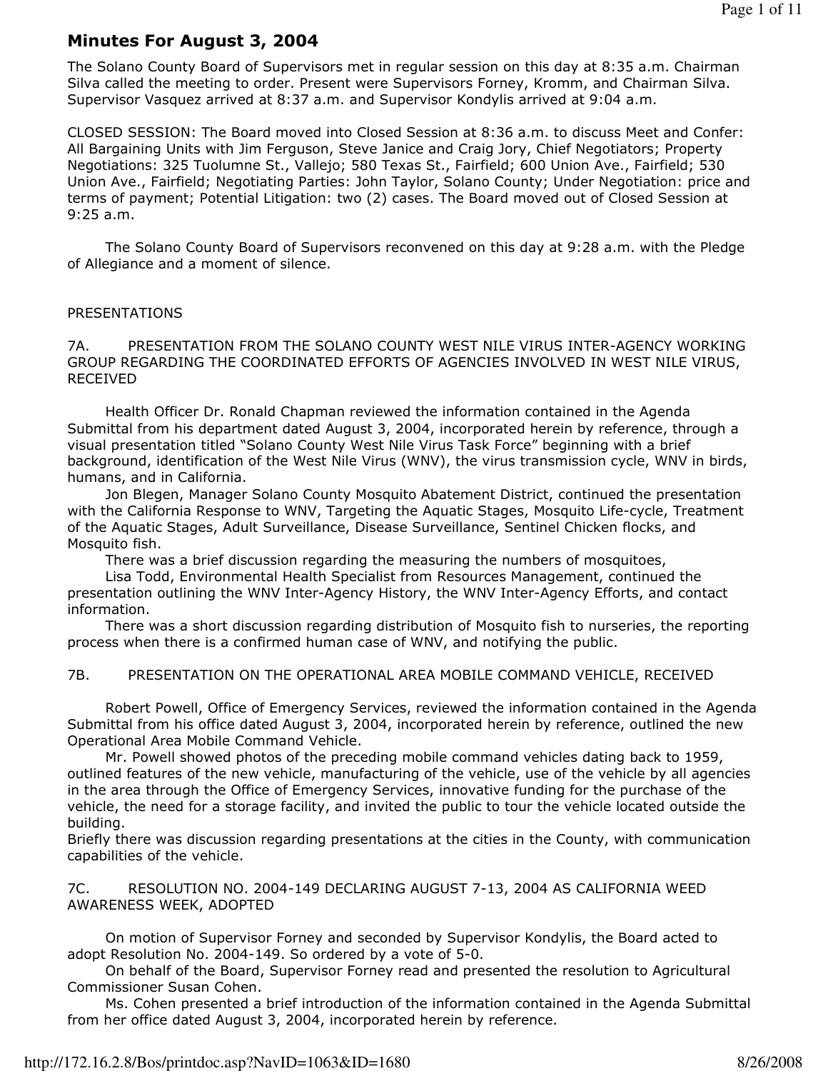# Minutes For August 3, 2004

The Solano County Board of Supervisors met in regular session on this day at 8:35 a.m. Chairman Silva called the meeting to order. Present were Supervisors Forney, Kromm, and Chairman Silva. Supervisor Vasquez arrived at 8:37 a.m. and Supervisor Kondylis arrived at 9:04 a.m.

CLOSED SESSION: The Board moved into Closed Session at 8:36 a.m. to discuss Meet and Confer: All Bargaining Units with Jim Ferguson, Steve Janice and Craig Jory, Chief Negotiators; Property Negotiations: 325 Tuolumne St., Vallejo; 580 Texas St., Fairfield; 600 Union Ave., Fairfield; 530 Union Ave., Fairfield; Negotiating Parties: John Taylor, Solano County; Under Negotiation: price and terms of payment; Potential Litigation: two (2) cases. The Board moved out of Closed Session at 9:25 a.m.

The Solano County Board of Supervisors reconvened on this day at 9:28 a.m. with the Pledge of Allegiance and a moment of silence.

PRESENTATIONS

7A. PRESENTATION FROM THE SOLANO COUNTY WEST NILE VIRUS INTER-AGENCY WORKING GROUP REGARDING THE COORDINATED EFFORTS OF AGENCIES INVOLVED IN WEST NILE VIRUS, RECEIVED

Health Officer Dr. Ronald Chapman reviewed the information contained in the Agenda Submittal from his department dated August 3, 2004, incorporated herein by reference, through a visual presentation titled "Solano County West Nile Virus Task Force" beginning with a brief background, identification of the West Nile Virus (WNV), the virus transmission cycle, WNV in birds, humans, and in California.

Jon Blegen, Manager Solano County Mosquito Abatement District, continued the presentation with the California Response to WNV, Targeting the Aquatic Stages, Mosquito Life-cycle, Treatment of the Aquatic Stages, Adult Surveillance, Disease Surveillance, Sentinel Chicken flocks, and Mosquito fish.

There was a brief discussion regarding the measuring the numbers of mosquitoes,

Lisa Todd, Environmental Health Specialist from Resources Management, continued the presentation outlining the WNV Inter-Agency History, the WNV Inter-Agency Efforts, and contact information.

There was a short discussion regarding distribution of Mosquito fish to nurseries, the reporting process when there is a confirmed human case of WNV, and notifying the public.

7B. PRESENTATION ON THE OPERATIONAL AREA MOBILE COMMAND VEHICLE, RECEIVED

Robert Powell, Office of Emergency Services, reviewed the information contained in the Agenda Submittal from his office dated August 3, 2004, incorporated herein by reference, outlined the new Operational Area Mobile Command Vehicle.

Mr. Powell showed photos of the preceding mobile command vehicles dating back to 1959, outlined features of the new vehicle, manufacturing of the vehicle, use of the vehicle by all agencies in the area through the Office of Emergency Services, innovative funding for the purchase of the vehicle, the need for a storage facility, and invited the public to tour the vehicle located outside the building.

Briefly there was discussion regarding presentations at the cities in the County, with communication capabilities of the vehicle.

7C. RESOLUTION NO. 2004-149 DECLARING AUGUST 7-13, 2004 AS CALIFORNIA WEED AWARENESS WEEK, ADOPTED

On motion of Supervisor Forney and seconded by Supervisor Kondylis, the Board acted to adopt Resolution No. 2004-149. So ordered by a vote of 5-0.

On behalf of the Board, Supervisor Forney read and presented the resolution to Agricultural Commissioner Susan Cohen.

Ms. Cohen presented a brief introduction of the information contained in the Agenda Submittal from her office dated August 3, 2004, incorporated herein by reference.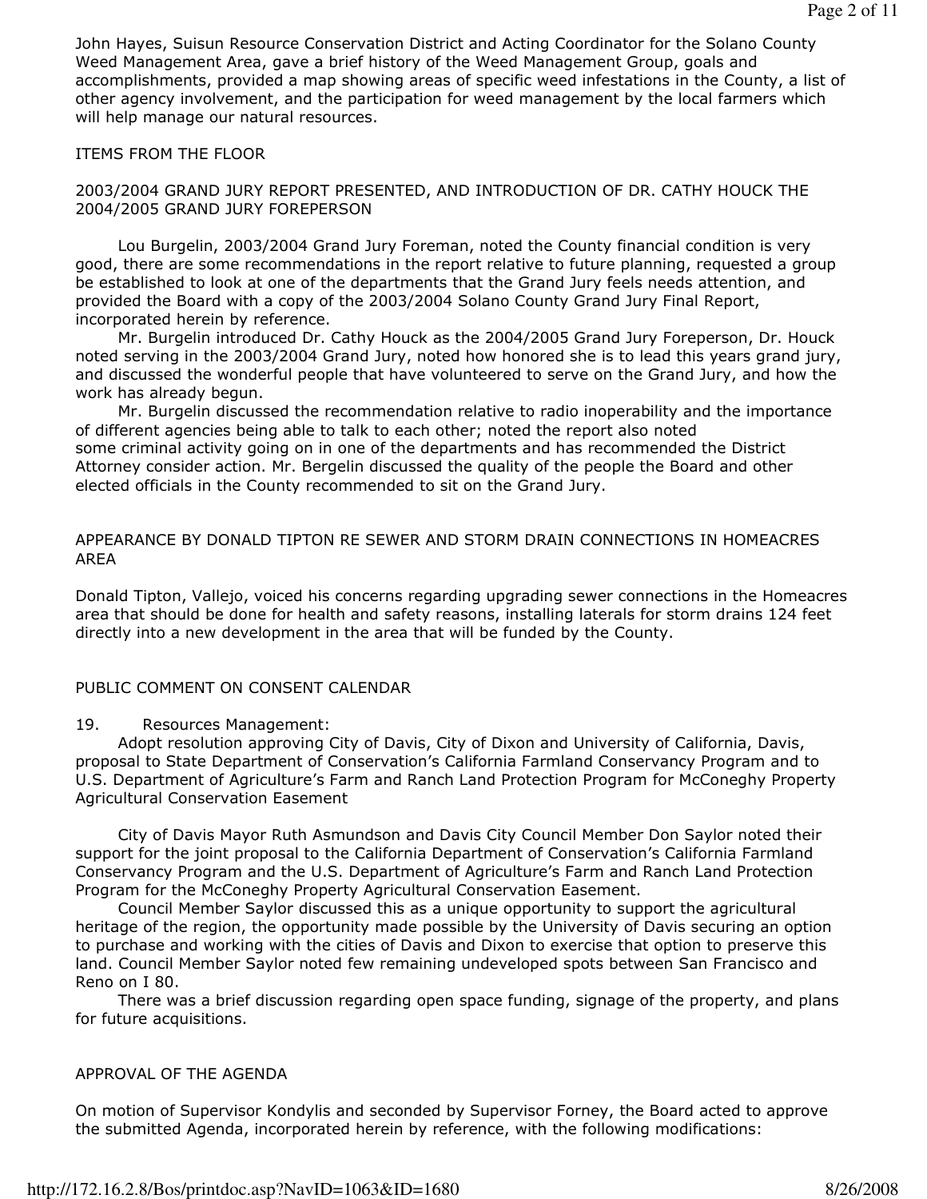John Hayes, Suisun Resource Conservation District and Acting Coordinator for the Solano County Weed Management Area, gave a brief history of the Weed Management Group, goals and accomplishments, provided a map showing areas of specific weed infestations in the County, a list of other agency involvement, and the participation for weed management by the local farmers which will help manage our natural resources.

ITEMS FROM THE FLOOR

2003/2004 GRAND JURY REPORT PRESENTED, AND INTRODUCTION OF DR. CATHY HOUCK THE 2004/2005 GRAND JURY FOREPERSON

Lou Burgelin, 2003/2004 Grand Jury Foreman, noted the County financial condition is very good, there are some recommendations in the report relative to future planning, requested a group be established to look at one of the departments that the Grand Jury feels needs attention, and provided the Board with a copy of the 2003/2004 Solano County Grand Jury Final Report, incorporated herein by reference.

Mr. Burgelin introduced Dr. Cathy Houck as the 2004/2005 Grand Jury Foreperson, Dr. Houck noted serving in the 2003/2004 Grand Jury, noted how honored she is to lead this years grand jury, and discussed the wonderful people that have volunteered to serve on the Grand Jury, and how the work has already begun.

Mr. Burgelin discussed the recommendation relative to radio inoperability and the importance of different agencies being able to talk to each other; noted the report also noted some criminal activity going on in one of the departments and has recommended the District Attorney consider action. Mr. Bergelin discussed the quality of the people the Board and other elected officials in the County recommended to sit on the Grand Jury.

APPEARANCE BY DONALD TIPTON RE SEWER AND STORM DRAIN CONNECTIONS IN HOMEACRES AREA

Donald Tipton, Vallejo, voiced his concerns regarding upgrading sewer connections in the Homeacres area that should be done for health and safety reasons, installing laterals for storm drains 124 feet directly into a new development in the area that will be funded by the County.

PUBLIC COMMENT ON CONSENT CALENDAR

19. Resources Management:

Adopt resolution approving City of Davis, City of Dixon and University of California, Davis, proposal to State Department of Conservation's California Farmland Conservancy Program and to U.S. Department of Agriculture's Farm and Ranch Land Protection Program for McConeghy Property Agricultural Conservation Easement

City of Davis Mayor Ruth Asmundson and Davis City Council Member Don Saylor noted their support for the joint proposal to the California Department of Conservation's California Farmland Conservancy Program and the U.S. Department of Agriculture's Farm and Ranch Land Protection Program for the McConeghy Property Agricultural Conservation Easement.

Council Member Saylor discussed this as a unique opportunity to support the agricultural heritage of the region, the opportunity made possible by the University of Davis securing an option to purchase and working with the cities of Davis and Dixon to exercise that option to preserve this land. Council Member Saylor noted few remaining undeveloped spots between San Francisco and Reno on I 80.

There was a brief discussion regarding open space funding, signage of the property, and plans for future acquisitions.

APPROVAL OF THE AGENDA

On motion of Supervisor Kondylis and seconded by Supervisor Forney, the Board acted to approve the submitted Agenda, incorporated herein by reference, with the following modifications: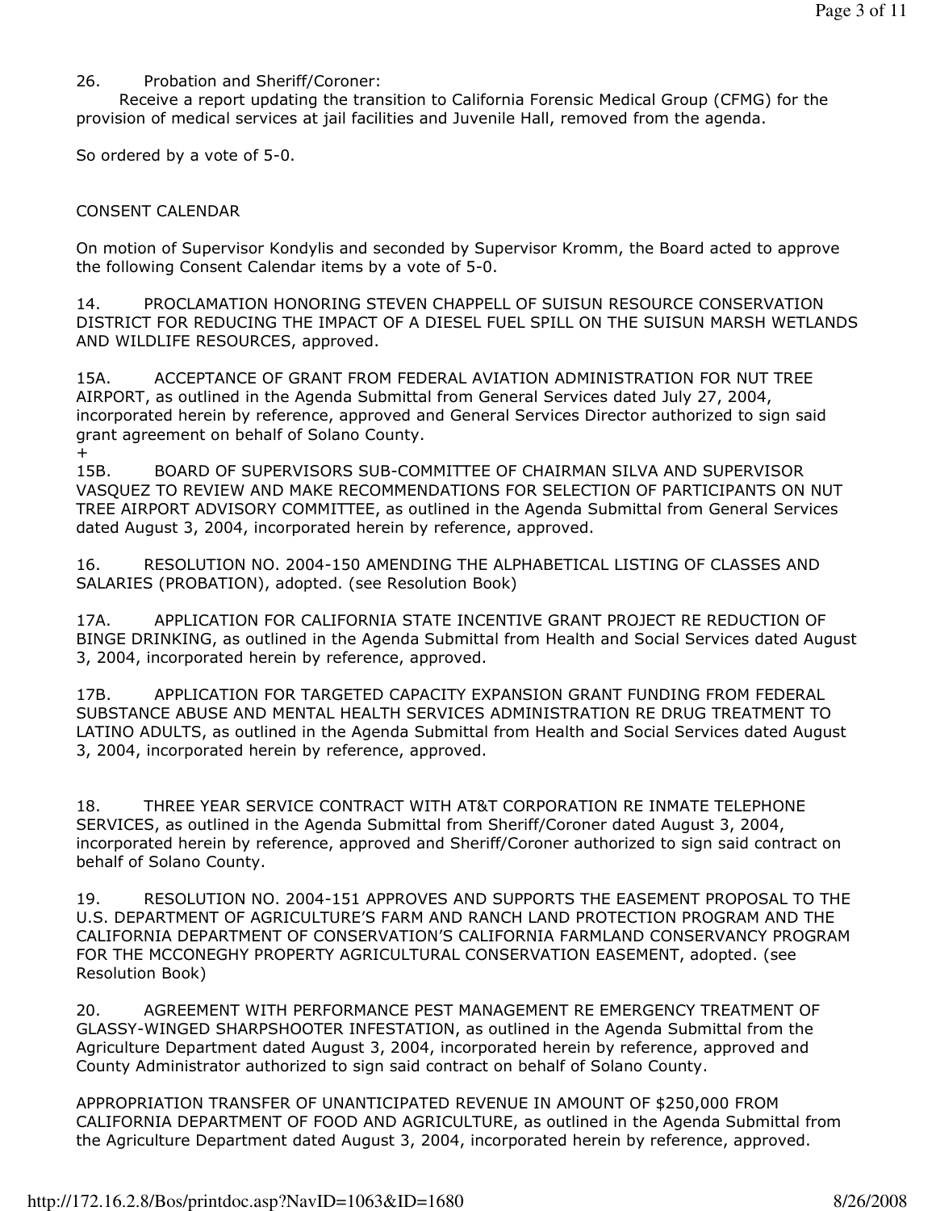26. Probation and Sheriff/Coroner:
Receive a report updating the transition to California Forensic Medical Group (CFMG) for the provision of medical services at jail facilities and Juvenile Hall, removed from the agenda.

So ordered by a vote of 5-0.

CONSENT CALENDAR

On motion of Supervisor Kondylis and seconded by Supervisor Kromm, the Board acted to approve the following Consent Calendar items by a vote of 5-0.

14. PROCLAMATION HONORING STEVEN CHAPPELL OF SUISUN RESOURCE CONSERVATION DISTRICT FOR REDUCING THE IMPACT OF A DIESEL FUEL SPILL ON THE SUISUN MARSH WETLANDS AND WILDLIFE RESOURCES, approved.

15A. ACCEPTANCE OF GRANT FROM FEDERAL AVIATION ADMINISTRATION FOR NUT TREE AIRPORT, as outlined in the Agenda Submittal from General Services dated July 27, 2004, incorporated herein by reference, approved and General Services Director authorized to sign said grant agreement on behalf of Solano County.
+
15B. BOARD OF SUPERVISORS SUB-COMMITTEE OF CHAIRMAN SILVA AND SUPERVISOR VASQUEZ TO REVIEW AND MAKE RECOMMENDATIONS FOR SELECTION OF PARTICIPANTS ON NUT TREE AIRPORT ADVISORY COMMITTEE, as outlined in the Agenda Submittal from General Services dated August 3, 2004, incorporated herein by reference, approved.

16. RESOLUTION NO. 2004-150 AMENDING THE ALPHABETICAL LISTING OF CLASSES AND SALARIES (PROBATION), adopted. (see Resolution Book)

17A. APPLICATION FOR CALIFORNIA STATE INCENTIVE GRANT PROJECT RE REDUCTION OF BINGE DRINKING, as outlined in the Agenda Submittal from Health and Social Services dated August 3, 2004, incorporated herein by reference, approved.

17B. APPLICATION FOR TARGETED CAPACITY EXPANSION GRANT FUNDING FROM FEDERAL SUBSTANCE ABUSE AND MENTAL HEALTH SERVICES ADMINISTRATION RE DRUG TREATMENT TO LATINO ADULTS, as outlined in the Agenda Submittal from Health and Social Services dated August 3, 2004, incorporated herein by reference, approved.

18. THREE YEAR SERVICE CONTRACT WITH AT&T CORPORATION RE INMATE TELEPHONE SERVICES, as outlined in the Agenda Submittal from Sheriff/Coroner dated August 3, 2004, incorporated herein by reference, approved and Sheriff/Coroner authorized to sign said contract on behalf of Solano County.

19. RESOLUTION NO. 2004-151 APPROVES AND SUPPORTS THE EASEMENT PROPOSAL TO THE U.S. DEPARTMENT OF AGRICULTURE'S FARM AND RANCH LAND PROTECTION PROGRAM AND THE CALIFORNIA DEPARTMENT OF CONSERVATION'S CALIFORNIA FARMLAND CONSERVANCY PROGRAM FOR THE MCCONEGHY PROPERTY AGRICULTURAL CONSERVATION EASEMENT, adopted. (see Resolution Book)

20. AGREEMENT WITH PERFORMANCE PEST MANAGEMENT RE EMERGENCY TREATMENT OF GLASSY-WINGED SHARPSHOOTER INFESTATION, as outlined in the Agenda Submittal from the Agriculture Department dated August 3, 2004, incorporated herein by reference, approved and County Administrator authorized to sign said contract on behalf of Solano County.

APPROPRIATION TRANSFER OF UNANTICIPATED REVENUE IN AMOUNT OF $250,000 FROM CALIFORNIA DEPARTMENT OF FOOD AND AGRICULTURE, as outlined in the Agenda Submittal from the Agriculture Department dated August 3, 2004, incorporated herein by reference, approved.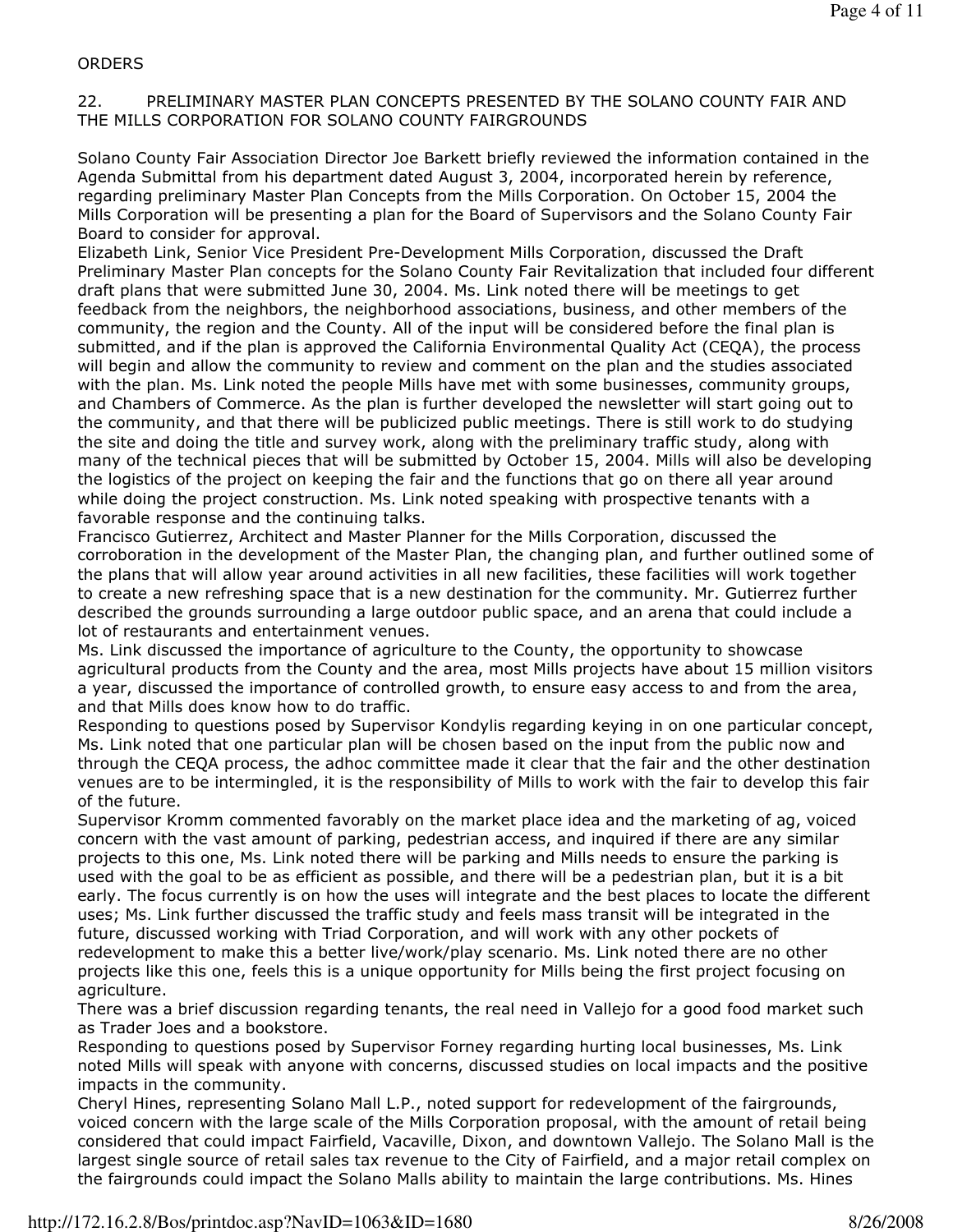ORDERS

22. PRELIMINARY MASTER PLAN CONCEPTS PRESENTED BY THE SOLANO COUNTY FAIR AND THE MILLS CORPORATION FOR SOLANO COUNTY FAIRGROUNDS

Solano County Fair Association Director Joe Barkett briefly reviewed the information contained in the Agenda Submittal from his department dated August 3, 2004, incorporated herein by reference, regarding preliminary Master Plan Concepts from the Mills Corporation. On October 15, 2004 the Mills Corporation will be presenting a plan for the Board of Supervisors and the Solano County Fair Board to consider for approval.

Elizabeth Link, Senior Vice President Pre-Development Mills Corporation, discussed the Draft Preliminary Master Plan concepts for the Solano County Fair Revitalization that included four different draft plans that were submitted June 30, 2004. Ms. Link noted there will be meetings to get feedback from the neighbors, the neighborhood associations, business, and other members of the community, the region and the County. All of the input will be considered before the final plan is submitted, and if the plan is approved the California Environmental Quality Act (CEQA), the process will begin and allow the community to review and comment on the plan and the studies associated with the plan. Ms. Link noted the people Mills have met with some businesses, community groups, and Chambers of Commerce. As the plan is further developed the newsletter will start going out to the community, and that there will be publicized public meetings. There is still work to do studying the site and doing the title and survey work, along with the preliminary traffic study, along with many of the technical pieces that will be submitted by October 15, 2004. Mills will also be developing the logistics of the project on keeping the fair and the functions that go on there all year around while doing the project construction. Ms. Link noted speaking with prospective tenants with a favorable response and the continuing talks.

Francisco Gutierrez, Architect and Master Planner for the Mills Corporation, discussed the corroboration in the development of the Master Plan, the changing plan, and further outlined some of the plans that will allow year around activities in all new facilities, these facilities will work together to create a new refreshing space that is a new destination for the community. Mr. Gutierrez further described the grounds surrounding a large outdoor public space, and an arena that could include a lot of restaurants and entertainment venues.

Ms. Link discussed the importance of agriculture to the County, the opportunity to showcase agricultural products from the County and the area, most Mills projects have about 15 million visitors a year, discussed the importance of controlled growth, to ensure easy access to and from the area, and that Mills does know how to do traffic.

Responding to questions posed by Supervisor Kondylis regarding keying in on one particular concept, Ms. Link noted that one particular plan will be chosen based on the input from the public now and through the CEQA process, the adhoc committee made it clear that the fair and the other destination venues are to be intermingled, it is the responsibility of Mills to work with the fair to develop this fair of the future.

Supervisor Kromm commented favorably on the market place idea and the marketing of ag, voiced concern with the vast amount of parking, pedestrian access, and inquired if there are any similar projects to this one, Ms. Link noted there will be parking and Mills needs to ensure the parking is used with the goal to be as efficient as possible, and there will be a pedestrian plan, but it is a bit early. The focus currently is on how the uses will integrate and the best places to locate the different uses; Ms. Link further discussed the traffic study and feels mass transit will be integrated in the future, discussed working with Triad Corporation, and will work with any other pockets of redevelopment to make this a better live/work/play scenario. Ms. Link noted there are no other projects like this one, feels this is a unique opportunity for Mills being the first project focusing on agriculture.

There was a brief discussion regarding tenants, the real need in Vallejo for a good food market such as Trader Joes and a bookstore.

Responding to questions posed by Supervisor Forney regarding hurting local businesses, Ms. Link noted Mills will speak with anyone with concerns, discussed studies on local impacts and the positive impacts in the community.

Cheryl Hines, representing Solano Mall L.P., noted support for redevelopment of the fairgrounds, voiced concern with the large scale of the Mills Corporation proposal, with the amount of retail being considered that could impact Fairfield, Vacaville, Dixon, and downtown Vallejo. The Solano Mall is the largest single source of retail sales tax revenue to the City of Fairfield, and a major retail complex on the fairgrounds could impact the Solano Malls ability to maintain the large contributions. Ms. Hines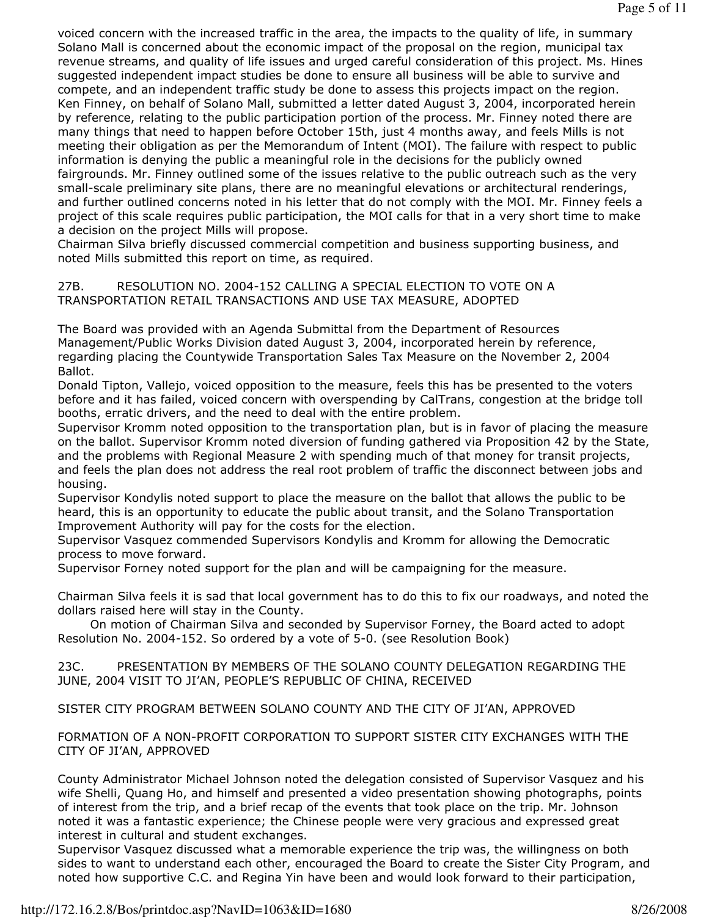voiced concern with the increased traffic in the area, the impacts to the quality of life, in summary Solano Mall is concerned about the economic impact of the proposal on the region, municipal tax revenue streams, and quality of life issues and urged careful consideration of this project. Ms. Hines suggested independent impact studies be done to ensure all business will be able to survive and compete, and an independent traffic study be done to assess this projects impact on the region.

Ken Finney, on behalf of Solano Mall, submitted a letter dated August 3, 2004, incorporated herein by reference, relating to the public participation portion of the process. Mr. Finney noted there are many things that need to happen before October 15th, just 4 months away, and feels Mills is not meeting their obligation as per the Memorandum of Intent (MOI). The failure with respect to public information is denying the public a meaningful role in the decisions for the publicly owned fairgrounds. Mr. Finney outlined some of the issues relative to the public outreach such as the very small-scale preliminary site plans, there are no meaningful elevations or architectural renderings, and further outlined concerns noted in his letter that do not comply with the MOI. Mr. Finney feels a project of this scale requires public participation, the MOI calls for that in a very short time to make a decision on the project Mills will propose.

Chairman Silva briefly discussed commercial competition and business supporting business, and noted Mills submitted this report on time, as required.

27B. RESOLUTION NO. 2004-152 CALLING A SPECIAL ELECTION TO VOTE ON A TRANSPORTATION RETAIL TRANSACTIONS AND USE TAX MEASURE, ADOPTED

The Board was provided with an Agenda Submittal from the Department of Resources Management/Public Works Division dated August 3, 2004, incorporated herein by reference, regarding placing the Countywide Transportation Sales Tax Measure on the November 2, 2004 Ballot.

Donald Tipton, Vallejo, voiced opposition to the measure, feels this has be presented to the voters before and it has failed, voiced concern with overspending by CalTrans, congestion at the bridge toll booths, erratic drivers, and the need to deal with the entire problem.

Supervisor Kromm noted opposition to the transportation plan, but is in favor of placing the measure on the ballot. Supervisor Kromm noted diversion of funding gathered via Proposition 42 by the State, and the problems with Regional Measure 2 with spending much of that money for transit projects, and feels the plan does not address the real root problem of traffic the disconnect between jobs and housing.

Supervisor Kondylis noted support to place the measure on the ballot that allows the public to be heard, this is an opportunity to educate the public about transit, and the Solano Transportation Improvement Authority will pay for the costs for the election.

Supervisor Vasquez commended Supervisors Kondylis and Kromm for allowing the Democratic process to move forward.

Supervisor Forney noted support for the plan and will be campaigning for the measure.

Chairman Silva feels it is sad that local government has to do this to fix our roadways, and noted the dollars raised here will stay in the County.

On motion of Chairman Silva and seconded by Supervisor Forney, the Board acted to adopt Resolution No. 2004-152. So ordered by a vote of 5-0. (see Resolution Book)

23C. PRESENTATION BY MEMBERS OF THE SOLANO COUNTY DELEGATION REGARDING THE JUNE, 2004 VISIT TO JI'AN, PEOPLE'S REPUBLIC OF CHINA, RECEIVED

SISTER CITY PROGRAM BETWEEN SOLANO COUNTY AND THE CITY OF JI'AN, APPROVED

FORMATION OF A NON-PROFIT CORPORATION TO SUPPORT SISTER CITY EXCHANGES WITH THE CITY OF JI'AN, APPROVED

County Administrator Michael Johnson noted the delegation consisted of Supervisor Vasquez and his wife Shelli, Quang Ho, and himself and presented a video presentation showing photographs, points of interest from the trip, and a brief recap of the events that took place on the trip. Mr. Johnson noted it was a fantastic experience; the Chinese people were very gracious and expressed great interest in cultural and student exchanges.

Supervisor Vasquez discussed what a memorable experience the trip was, the willingness on both sides to want to understand each other, encouraged the Board to create the Sister City Program, and noted how supportive C.C. and Regina Yin have been and would look forward to their participation,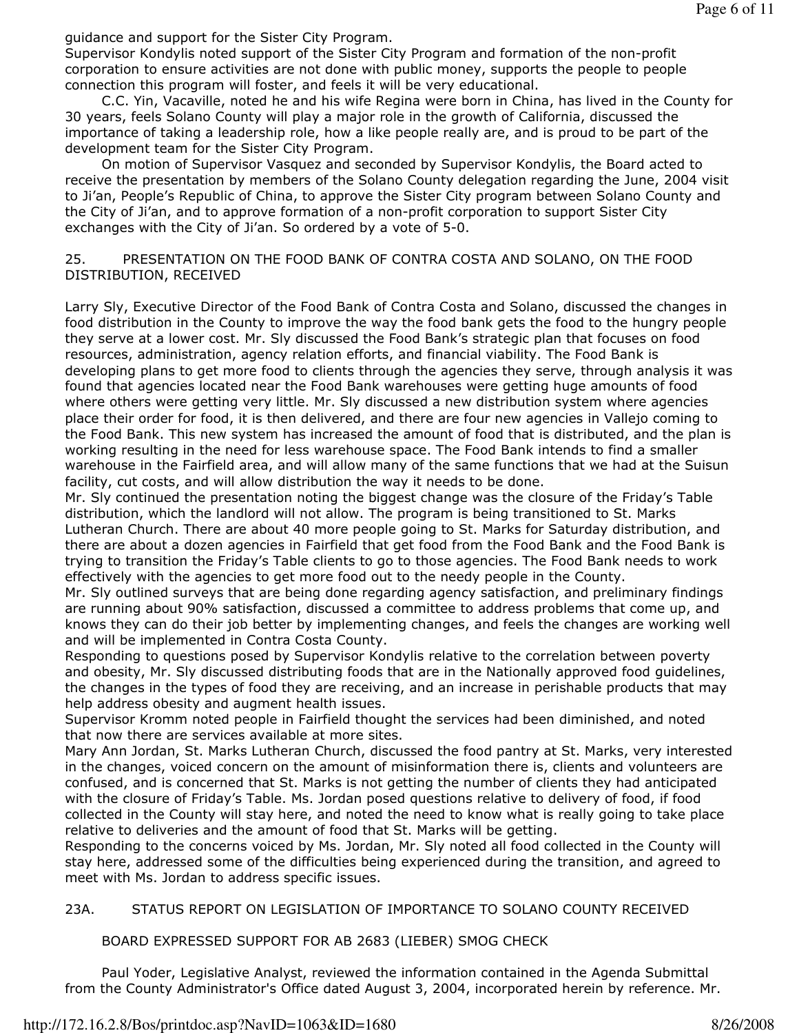guidance and support for the Sister City Program.

Supervisor Kondylis noted support of the Sister City Program and formation of the non-profit corporation to ensure activities are not done with public money, supports the people to people connection this program will foster, and feels it will be very educational.

C.C. Yin, Vacaville, noted he and his wife Regina were born in China, has lived in the County for 30 years, feels Solano County will play a major role in the growth of California, discussed the importance of taking a leadership role, how a like people really are, and is proud to be part of the development team for the Sister City Program.

On motion of Supervisor Vasquez and seconded by Supervisor Kondylis, the Board acted to receive the presentation by members of the Solano County delegation regarding the June, 2004 visit to Ji'an, People's Republic of China, to approve the Sister City program between Solano County and the City of Ji'an, and to approve formation of a non-profit corporation to support Sister City exchanges with the City of Ji'an. So ordered by a vote of 5-0.

25. PRESENTATION ON THE FOOD BANK OF CONTRA COSTA AND SOLANO, ON THE FOOD DISTRIBUTION, RECEIVED

Larry Sly, Executive Director of the Food Bank of Contra Costa and Solano, discussed the changes in food distribution in the County to improve the way the food bank gets the food to the hungry people they serve at a lower cost. Mr. Sly discussed the Food Bank's strategic plan that focuses on food resources, administration, agency relation efforts, and financial viability. The Food Bank is developing plans to get more food to clients through the agencies they serve, through analysis it was found that agencies located near the Food Bank warehouses were getting huge amounts of food where others were getting very little. Mr. Sly discussed a new distribution system where agencies place their order for food, it is then delivered, and there are four new agencies in Vallejo coming to the Food Bank. This new system has increased the amount of food that is distributed, and the plan is working resulting in the need for less warehouse space. The Food Bank intends to find a smaller warehouse in the Fairfield area, and will allow many of the same functions that we had at the Suisun facility, cut costs, and will allow distribution the way it needs to be done.

Mr. Sly continued the presentation noting the biggest change was the closure of the Friday's Table distribution, which the landlord will not allow. The program is being transitioned to St. Marks Lutheran Church. There are about 40 more people going to St. Marks for Saturday distribution, and there are about a dozen agencies in Fairfield that get food from the Food Bank and the Food Bank is trying to transition the Friday's Table clients to go to those agencies. The Food Bank needs to work effectively with the agencies to get more food out to the needy people in the County.

Mr. Sly outlined surveys that are being done regarding agency satisfaction, and preliminary findings are running about 90% satisfaction, discussed a committee to address problems that come up, and knows they can do their job better by implementing changes, and feels the changes are working well and will be implemented in Contra Costa County.

Responding to questions posed by Supervisor Kondylis relative to the correlation between poverty and obesity, Mr. Sly discussed distributing foods that are in the Nationally approved food guidelines, the changes in the types of food they are receiving, and an increase in perishable products that may help address obesity and augment health issues.

Supervisor Kromm noted people in Fairfield thought the services had been diminished, and noted that now there are services available at more sites.

Mary Ann Jordan, St. Marks Lutheran Church, discussed the food pantry at St. Marks, very interested in the changes, voiced concern on the amount of misinformation there is, clients and volunteers are confused, and is concerned that St. Marks is not getting the number of clients they had anticipated with the closure of Friday's Table. Ms. Jordan posed questions relative to delivery of food, if food collected in the County will stay here, and noted the need to know what is really going to take place relative to deliveries and the amount of food that St. Marks will be getting.

Responding to the concerns voiced by Ms. Jordan, Mr. Sly noted all food collected in the County will stay here, addressed some of the difficulties being experienced during the transition, and agreed to meet with Ms. Jordan to address specific issues.

23A. STATUS REPORT ON LEGISLATION OF IMPORTANCE TO SOLANO COUNTY RECEIVED

BOARD EXPRESSED SUPPORT FOR AB 2683 (LIEBER) SMOG CHECK

Paul Yoder, Legislative Analyst, reviewed the information contained in the Agenda Submittal from the County Administrator's Office dated August 3, 2004, incorporated herein by reference. Mr.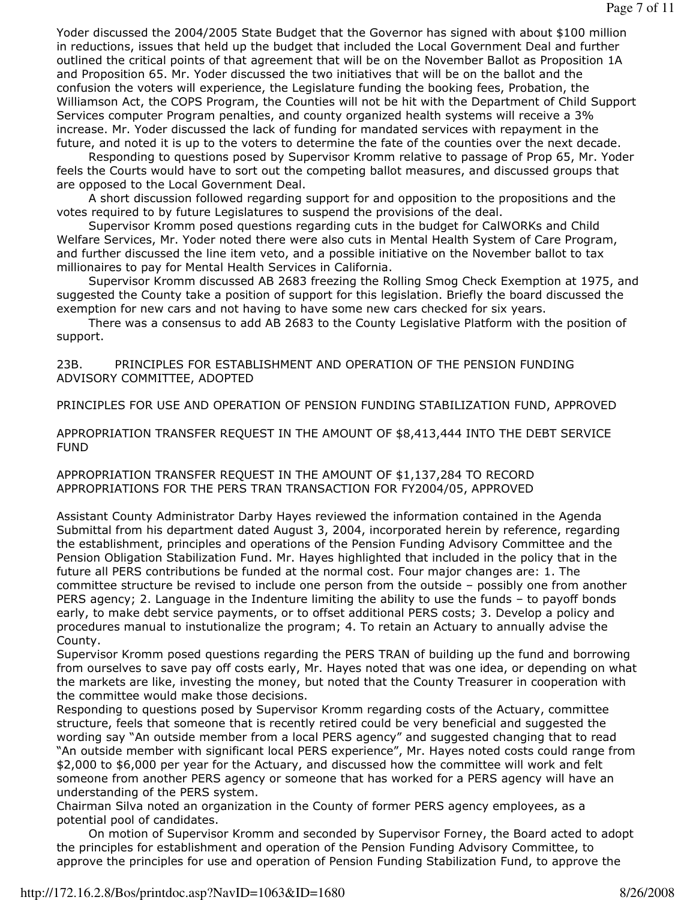Yoder discussed the 2004/2005 State Budget that the Governor has signed with about $100 million in reductions, issues that held up the budget that included the Local Government Deal and further outlined the critical points of that agreement that will be on the November Ballot as Proposition 1A and Proposition 65. Mr. Yoder discussed the two initiatives that will be on the ballot and the confusion the voters will experience, the Legislature funding the booking fees, Probation, the Williamson Act, the COPS Program, the Counties will not be hit with the Department of Child Support Services computer Program penalties, and county organized health systems will receive a 3% increase. Mr. Yoder discussed the lack of funding for mandated services with repayment in the future, and noted it is up to the voters to determine the fate of the counties over the next decade.

Responding to questions posed by Supervisor Kromm relative to passage of Prop 65, Mr. Yoder feels the Courts would have to sort out the competing ballot measures, and discussed groups that are opposed to the Local Government Deal.

A short discussion followed regarding support for and opposition to the propositions and the votes required to by future Legislatures to suspend the provisions of the deal.

Supervisor Kromm posed questions regarding cuts in the budget for CalWORKs and Child Welfare Services, Mr. Yoder noted there were also cuts in Mental Health System of Care Program, and further discussed the line item veto, and a possible initiative on the November ballot to tax millionaires to pay for Mental Health Services in California.

Supervisor Kromm discussed AB 2683 freezing the Rolling Smog Check Exemption at 1975, and suggested the County take a position of support for this legislation. Briefly the board discussed the exemption for new cars and not having to have some new cars checked for six years.

There was a consensus to add AB 2683 to the County Legislative Platform with the position of support.

23B. PRINCIPLES FOR ESTABLISHMENT AND OPERATION OF THE PENSION FUNDING ADVISORY COMMITTEE, ADOPTED

PRINCIPLES FOR USE AND OPERATION OF PENSION FUNDING STABILIZATION FUND, APPROVED

APPROPRIATION TRANSFER REQUEST IN THE AMOUNT OF $8,413,444 INTO THE DEBT SERVICE FUND

APPROPRIATION TRANSFER REQUEST IN THE AMOUNT OF $1,137,284 TO RECORD APPROPRIATIONS FOR THE PERS TRAN TRANSACTION FOR FY2004/05, APPROVED

Assistant County Administrator Darby Hayes reviewed the information contained in the Agenda Submittal from his department dated August 3, 2004, incorporated herein by reference, regarding the establishment, principles and operations of the Pension Funding Advisory Committee and the Pension Obligation Stabilization Fund. Mr. Hayes highlighted that included in the policy that in the future all PERS contributions be funded at the normal cost. Four major changes are: 1. The committee structure be revised to include one person from the outside – possibly one from another PERS agency; 2. Language in the Indenture limiting the ability to use the funds – to payoff bonds early, to make debt service payments, or to offset additional PERS costs; 3. Develop a policy and procedures manual to instutionalize the program; 4. To retain an Actuary to annually advise the County.

Supervisor Kromm posed questions regarding the PERS TRAN of building up the fund and borrowing from ourselves to save pay off costs early, Mr. Hayes noted that was one idea, or depending on what the markets are like, investing the money, but noted that the County Treasurer in cooperation with the committee would make those decisions.

Responding to questions posed by Supervisor Kromm regarding costs of the Actuary, committee structure, feels that someone that is recently retired could be very beneficial and suggested the wording say "An outside member from a local PERS agency" and suggested changing that to read "An outside member with significant local PERS experience", Mr. Hayes noted costs could range from $2,000 to $6,000 per year for the Actuary, and discussed how the committee will work and felt someone from another PERS agency or someone that has worked for a PERS agency will have an understanding of the PERS system.

Chairman Silva noted an organization in the County of former PERS agency employees, as a potential pool of candidates.

On motion of Supervisor Kromm and seconded by Supervisor Forney, the Board acted to adopt the principles for establishment and operation of the Pension Funding Advisory Committee, to approve the principles for use and operation of Pension Funding Stabilization Fund, to approve the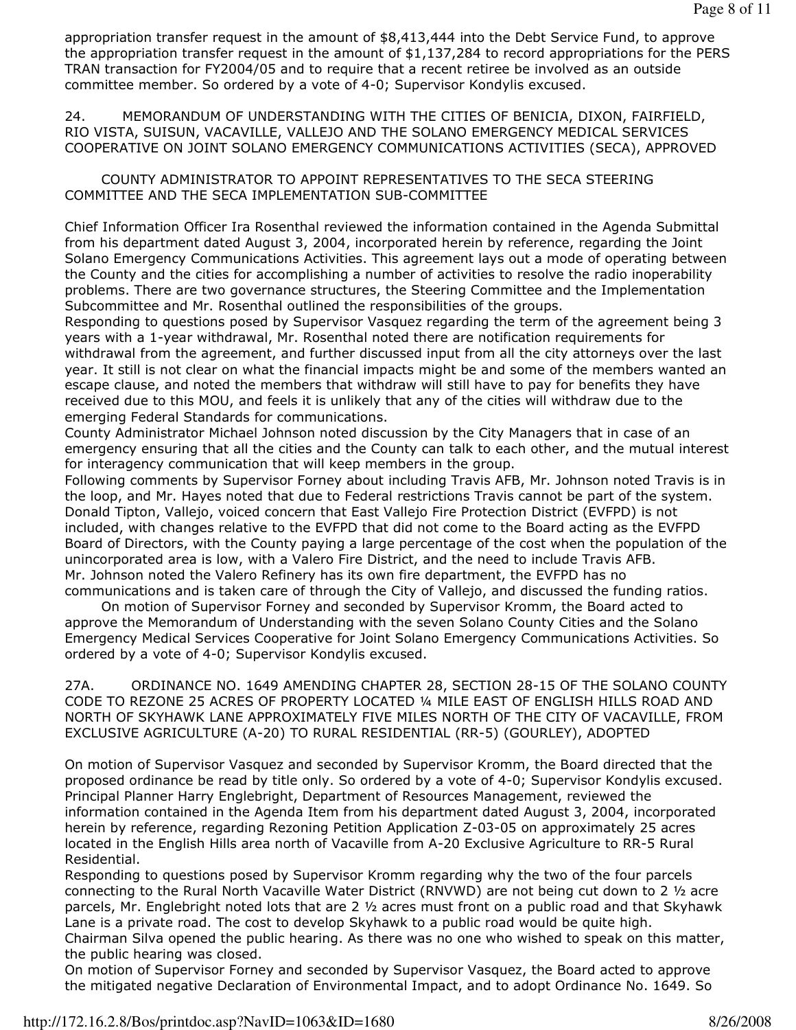appropriation transfer request in the amount of $8,413,444 into the Debt Service Fund, to approve the appropriation transfer request in the amount of $1,137,284 to record appropriations for the PERS TRAN transaction for FY2004/05 and to require that a recent retiree be involved as an outside committee member. So ordered by a vote of 4-0; Supervisor Kondylis excused.

24. MEMORANDUM OF UNDERSTANDING WITH THE CITIES OF BENICIA, DIXON, FAIRFIELD, RIO VISTA, SUISUN, VACAVILLE, VALLEJO AND THE SOLANO EMERGENCY MEDICAL SERVICES COOPERATIVE ON JOINT SOLANO EMERGENCY COMMUNICATIONS ACTIVITIES (SECA), APPROVED

COUNTY ADMINISTRATOR TO APPOINT REPRESENTATIVES TO THE SECA STEERING COMMITTEE AND THE SECA IMPLEMENTATION SUB-COMMITTEE

Chief Information Officer Ira Rosenthal reviewed the information contained in the Agenda Submittal from his department dated August 3, 2004, incorporated herein by reference, regarding the Joint Solano Emergency Communications Activities. This agreement lays out a mode of operating between the County and the cities for accomplishing a number of activities to resolve the radio inoperability problems. There are two governance structures, the Steering Committee and the Implementation Subcommittee and Mr. Rosenthal outlined the responsibilities of the groups.

Responding to questions posed by Supervisor Vasquez regarding the term of the agreement being 3 years with a 1-year withdrawal, Mr. Rosenthal noted there are notification requirements for withdrawal from the agreement, and further discussed input from all the city attorneys over the last year. It still is not clear on what the financial impacts might be and some of the members wanted an escape clause, and noted the members that withdraw will still have to pay for benefits they have received due to this MOU, and feels it is unlikely that any of the cities will withdraw due to the emerging Federal Standards for communications.

County Administrator Michael Johnson noted discussion by the City Managers that in case of an emergency ensuring that all the cities and the County can talk to each other, and the mutual interest for interagency communication that will keep members in the group.

Following comments by Supervisor Forney about including Travis AFB, Mr. Johnson noted Travis is in the loop, and Mr. Hayes noted that due to Federal restrictions Travis cannot be part of the system.

Donald Tipton, Vallejo, voiced concern that East Vallejo Fire Protection District (EVFPD) is not included, with changes relative to the EVFPD that did not come to the Board acting as the EVFPD Board of Directors, with the County paying a large percentage of the cost when the population of the unincorporated area is low, with a Valero Fire District, and the need to include Travis AFB.

Mr. Johnson noted the Valero Refinery has its own fire department, the EVFPD has no communications and is taken care of through the City of Vallejo, and discussed the funding ratios.

On motion of Supervisor Forney and seconded by Supervisor Kromm, the Board acted to approve the Memorandum of Understanding with the seven Solano County Cities and the Solano Emergency Medical Services Cooperative for Joint Solano Emergency Communications Activities. So ordered by a vote of 4-0; Supervisor Kondylis excused.

27A. ORDINANCE NO. 1649 AMENDING CHAPTER 28, SECTION 28-15 OF THE SOLANO COUNTY CODE TO REZONE 25 ACRES OF PROPERTY LOCATED ¼ MILE EAST OF ENGLISH HILLS ROAD AND NORTH OF SKYHAWK LANE APPROXIMATELY FIVE MILES NORTH OF THE CITY OF VACAVILLE, FROM EXCLUSIVE AGRICULTURE (A-20) TO RURAL RESIDENTIAL (RR-5) (GOURLEY), ADOPTED

On motion of Supervisor Vasquez and seconded by Supervisor Kromm, the Board directed that the proposed ordinance be read by title only. So ordered by a vote of 4-0; Supervisor Kondylis excused.

Principal Planner Harry Englebright, Department of Resources Management, reviewed the information contained in the Agenda Item from his department dated August 3, 2004, incorporated herein by reference, regarding Rezoning Petition Application Z-03-05 on approximately 25 acres located in the English Hills area north of Vacaville from A-20 Exclusive Agriculture to RR-5 Rural Residential.

Responding to questions posed by Supervisor Kromm regarding why the two of the four parcels connecting to the Rural North Vacaville Water District (RNVWD) are not being cut down to 2 ½ acre parcels, Mr. Englebright noted lots that are 2 ½ acres must front on a public road and that Skyhawk Lane is a private road. The cost to develop Skyhawk to a public road would be quite high.

Chairman Silva opened the public hearing. As there was no one who wished to speak on this matter, the public hearing was closed.

On motion of Supervisor Forney and seconded by Supervisor Vasquez, the Board acted to approve the mitigated negative Declaration of Environmental Impact, and to adopt Ordinance No. 1649. So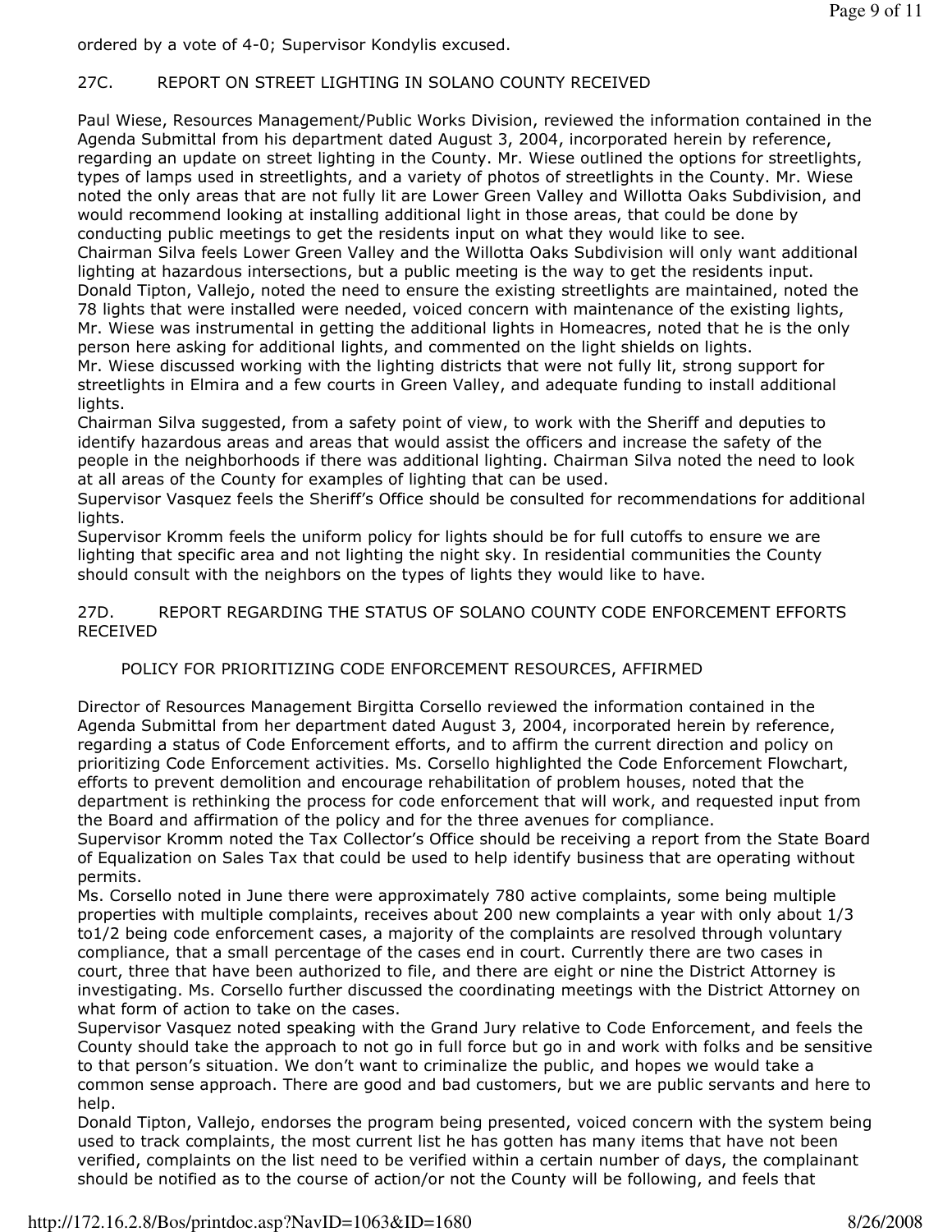ordered by a vote of 4-0; Supervisor Kondylis excused.

27C. REPORT ON STREET LIGHTING IN SOLANO COUNTY RECEIVED

Paul Wiese, Resources Management/Public Works Division, reviewed the information contained in the Agenda Submittal from his department dated August 3, 2004, incorporated herein by reference, regarding an update on street lighting in the County. Mr. Wiese outlined the options for streetlights, types of lamps used in streetlights, and a variety of photos of streetlights in the County. Mr. Wiese noted the only areas that are not fully lit are Lower Green Valley and Willotta Oaks Subdivision, and would recommend looking at installing additional light in those areas, that could be done by conducting public meetings to get the residents input on what they would like to see.
Chairman Silva feels Lower Green Valley and the Willotta Oaks Subdivision will only want additional lighting at hazardous intersections, but a public meeting is the way to get the residents input.
Donald Tipton, Vallejo, noted the need to ensure the existing streetlights are maintained, noted the 78 lights that were installed were needed, voiced concern with maintenance of the existing lights, Mr. Wiese was instrumental in getting the additional lights in Homeacres, noted that he is the only person here asking for additional lights, and commented on the light shields on lights.
Mr. Wiese discussed working with the lighting districts that were not fully lit, strong support for streetlights in Elmira and a few courts in Green Valley, and adequate funding to install additional lights.
Chairman Silva suggested, from a safety point of view, to work with the Sheriff and deputies to identify hazardous areas and areas that would assist the officers and increase the safety of the people in the neighborhoods if there was additional lighting. Chairman Silva noted the need to look at all areas of the County for examples of lighting that can be used.
Supervisor Vasquez feels the Sheriff's Office should be consulted for recommendations for additional lights.
Supervisor Kromm feels the uniform policy for lights should be for full cutoffs to ensure we are lighting that specific area and not lighting the night sky. In residential communities the County should consult with the neighbors on the types of lights they would like to have.

27D. REPORT REGARDING THE STATUS OF SOLANO COUNTY CODE ENFORCEMENT EFFORTS RECEIVED

POLICY FOR PRIORITIZING CODE ENFORCEMENT RESOURCES, AFFIRMED

Director of Resources Management Birgitta Corsello reviewed the information contained in the Agenda Submittal from her department dated August 3, 2004, incorporated herein by reference, regarding a status of Code Enforcement efforts, and to affirm the current direction and policy on prioritizing Code Enforcement activities. Ms. Corsello highlighted the Code Enforcement Flowchart, efforts to prevent demolition and encourage rehabilitation of problem houses, noted that the department is rethinking the process for code enforcement that will work, and requested input from the Board and affirmation of the policy and for the three avenues for compliance.
Supervisor Kromm noted the Tax Collector's Office should be receiving a report from the State Board of Equalization on Sales Tax that could be used to help identify business that are operating without permits.
Ms. Corsello noted in June there were approximately 780 active complaints, some being multiple properties with multiple complaints, receives about 200 new complaints a year with only about 1/3 to1/2 being code enforcement cases, a majority of the complaints are resolved through voluntary compliance, that a small percentage of the cases end in court. Currently there are two cases in court, three that have been authorized to file, and there are eight or nine the District Attorney is investigating. Ms. Corsello further discussed the coordinating meetings with the District Attorney on what form of action to take on the cases.
Supervisor Vasquez noted speaking with the Grand Jury relative to Code Enforcement, and feels the County should take the approach to not go in full force but go in and work with folks and be sensitive to that person's situation. We don't want to criminalize the public, and hopes we would take a common sense approach. There are good and bad customers, but we are public servants and here to help.
Donald Tipton, Vallejo, endorses the program being presented, voiced concern with the system being used to track complaints, the most current list he has gotten has many items that have not been verified, complaints on the list need to be verified within a certain number of days, the complainant should be notified as to the course of action/or not the County will be following, and feels that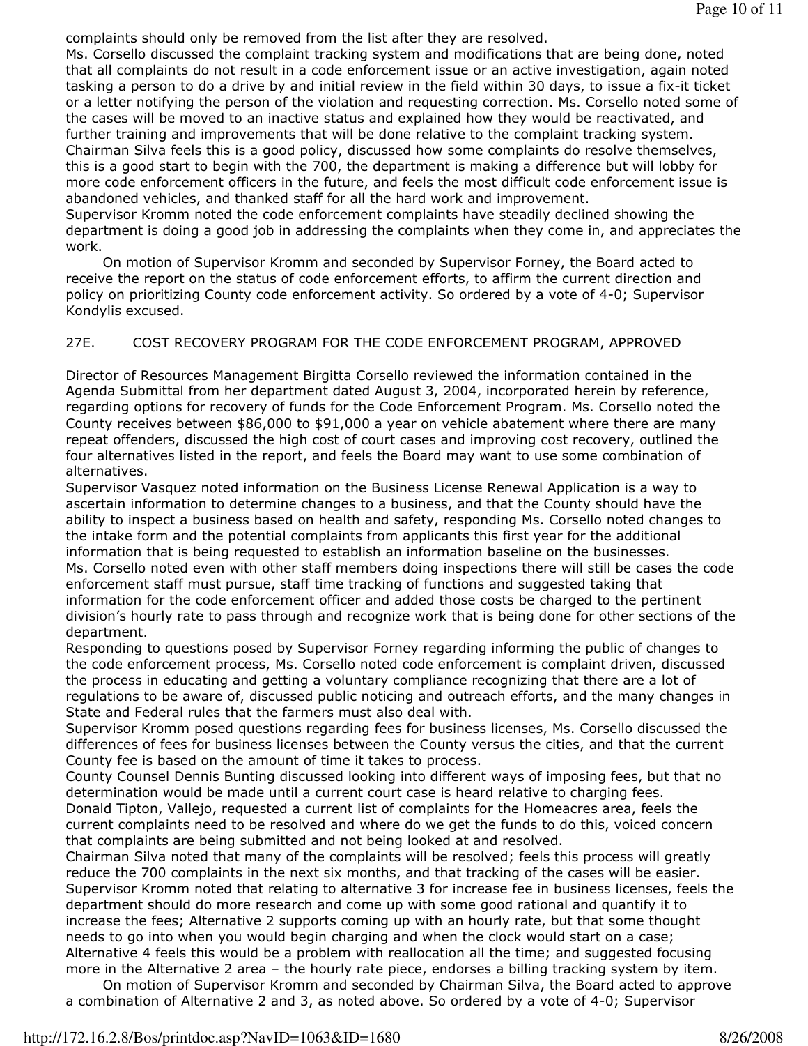complaints should only be removed from the list after they are resolved.

Ms. Corsello discussed the complaint tracking system and modifications that are being done, noted that all complaints do not result in a code enforcement issue or an active investigation, again noted tasking a person to do a drive by and initial review in the field within 30 days, to issue a fix-it ticket or a letter notifying the person of the violation and requesting correction. Ms. Corsello noted some of the cases will be moved to an inactive status and explained how they would be reactivated, and further training and improvements that will be done relative to the complaint tracking system.

Chairman Silva feels this is a good policy, discussed how some complaints do resolve themselves, this is a good start to begin with the 700, the department is making a difference but will lobby for more code enforcement officers in the future, and feels the most difficult code enforcement issue is abandoned vehicles, and thanked staff for all the hard work and improvement.

Supervisor Kromm noted the code enforcement complaints have steadily declined showing the department is doing a good job in addressing the complaints when they come in, and appreciates the work.

On motion of Supervisor Kromm and seconded by Supervisor Forney, the Board acted to receive the report on the status of code enforcement efforts, to affirm the current direction and policy on prioritizing County code enforcement activity. So ordered by a vote of 4-0; Supervisor Kondylis excused.

27E. COST RECOVERY PROGRAM FOR THE CODE ENFORCEMENT PROGRAM, APPROVED

Director of Resources Management Birgitta Corsello reviewed the information contained in the Agenda Submittal from her department dated August 3, 2004, incorporated herein by reference, regarding options for recovery of funds for the Code Enforcement Program. Ms. Corsello noted the County receives between $86,000 to $91,000 a year on vehicle abatement where there are many repeat offenders, discussed the high cost of court cases and improving cost recovery, outlined the four alternatives listed in the report, and feels the Board may want to use some combination of alternatives.

Supervisor Vasquez noted information on the Business License Renewal Application is a way to ascertain information to determine changes to a business, and that the County should have the ability to inspect a business based on health and safety, responding Ms. Corsello noted changes to the intake form and the potential complaints from applicants this first year for the additional information that is being requested to establish an information baseline on the businesses.

Ms. Corsello noted even with other staff members doing inspections there will still be cases the code enforcement staff must pursue, staff time tracking of functions and suggested taking that information for the code enforcement officer and added those costs be charged to the pertinent division's hourly rate to pass through and recognize work that is being done for other sections of the department.

Responding to questions posed by Supervisor Forney regarding informing the public of changes to the code enforcement process, Ms. Corsello noted code enforcement is complaint driven, discussed the process in educating and getting a voluntary compliance recognizing that there are a lot of regulations to be aware of, discussed public noticing and outreach efforts, and the many changes in State and Federal rules that the farmers must also deal with.

Supervisor Kromm posed questions regarding fees for business licenses, Ms. Corsello discussed the differences of fees for business licenses between the County versus the cities, and that the current County fee is based on the amount of time it takes to process.

County Counsel Dennis Bunting discussed looking into different ways of imposing fees, but that no determination would be made until a current court case is heard relative to charging fees.

Donald Tipton, Vallejo, requested a current list of complaints for the Homeacres area, feels the current complaints need to be resolved and where do we get the funds to do this, voiced concern that complaints are being submitted and not being looked at and resolved.

Chairman Silva noted that many of the complaints will be resolved; feels this process will greatly reduce the 700 complaints in the next six months, and that tracking of the cases will be easier.

Supervisor Kromm noted that relating to alternative 3 for increase fee in business licenses, feels the department should do more research and come up with some good rational and quantify it to increase the fees; Alternative 2 supports coming up with an hourly rate, but that some thought needs to go into when you would begin charging and when the clock would start on a case; Alternative 4 feels this would be a problem with reallocation all the time; and suggested focusing more in the Alternative 2 area – the hourly rate piece, endorses a billing tracking system by item.

On motion of Supervisor Kromm and seconded by Chairman Silva, the Board acted to approve a combination of Alternative 2 and 3, as noted above. So ordered by a vote of 4-0; Supervisor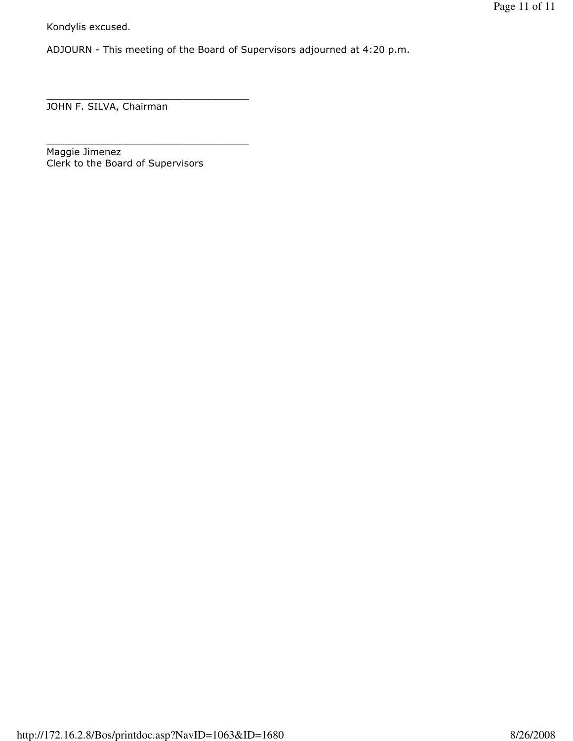Kondylis excused.

ADJOURN - This meeting of the Board of Supervisors adjourned at 4:20 p.m.

___________________________________
JOHN F. SILVA, Chairman

___________________________________
Maggie Jimenez
Clerk to the Board of Supervisors